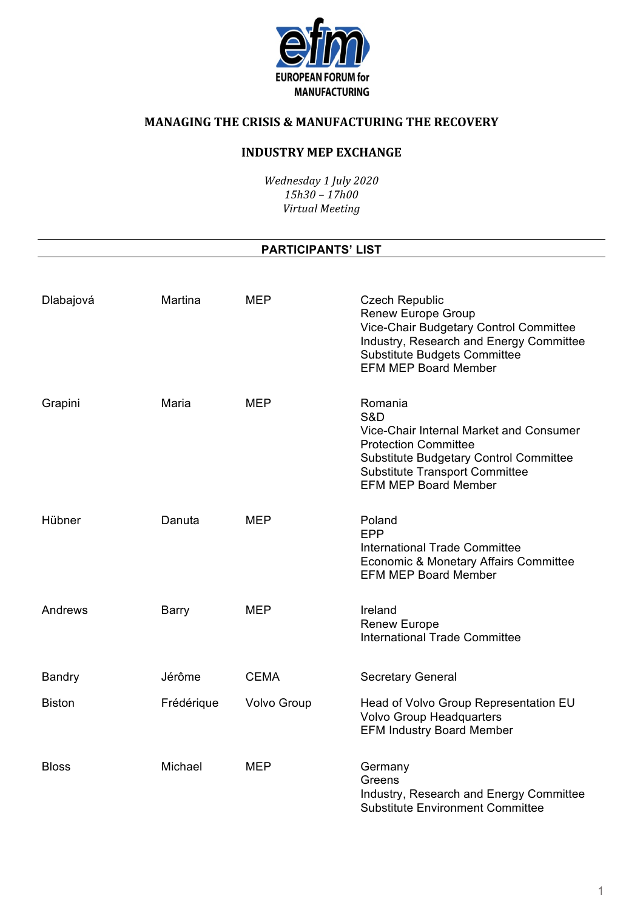**EUROPEAN FORUM for MANUFACTURING**

## MANAGING THE CRISIS & MANUFACTURING THE RECOVERY

## INDUSTRY MEP EXCHANGE

*Wednesday 1 July 2020*
*15h30 – 17h00*
*Virtual Meeting*

---

### PARTICIPANTS' LIST

---

| | | | |
|---|---|---|---|
| Dlabajová | Martina | MEP | Czech Republic<br>Renew Europe Group<br>Vice-Chair Budgetary Control Committee<br>Industry, Research and Energy Committee<br>Substitute Budgets Committee<br>EFM MEP Board Member |
| Grapini | Maria | MEP | Romania<br>S&D<br>Vice-Chair Internal Market and Consumer Protection Committee<br>Substitute Budgetary Control Committee<br>Substitute Transport Committee<br>EFM MEP Board Member |
| Hübner | Danuta | MEP | Poland<br>EPP<br>International Trade Committee<br>Economic & Monetary Affairs Committee<br>EFM MEP Board Member |
| Andrews | Barry | MEP | Ireland<br>Renew Europe<br>International Trade Committee |
| Bandry | Jérôme | CEMA | Secretary General |
| Biston | Frédérique | Volvo Group | Head of Volvo Group Representation EU<br>Volvo Group Headquarters<br>EFM Industry Board Member |
| Bloss | Michael | MEP | Germany<br>Greens<br>Industry, Research and Energy Committee<br>Substitute Environment Committee |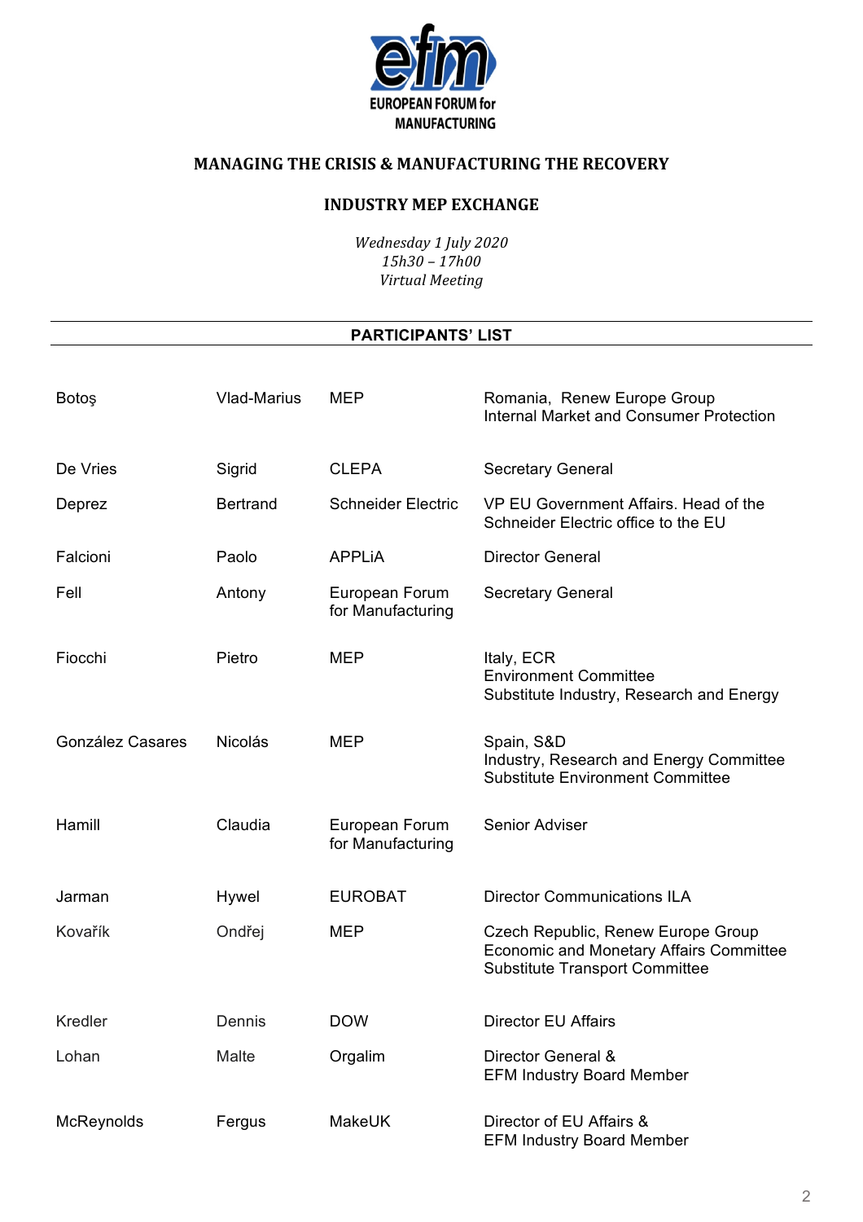**EUROPEAN FORUM for MANUFACTURING**

## MANAGING THE CRISIS & MANUFACTURING THE RECOVERY

### INDUSTRY MEP EXCHANGE

*Wednesday 1 July 2020*
*15h30 – 17h00*
*Virtual Meeting*

---

**PARTICIPANTS' LIST**

---

| | | | |
|---|---|---|---|
| Botoş | Vlad-Marius | MEP | Romania, Renew Europe Group<br>Internal Market and Consumer Protection |
| De Vries | Sigrid | CLEPA | Secretary General |
| Deprez | Bertrand | Schneider Electric | VP EU Government Affairs. Head of the Schneider Electric office to the EU |
| Falcioni | Paolo | APPLiA | Director General |
| Fell | Antony | European Forum for Manufacturing | Secretary General |
| Fiocchi | Pietro | MEP | Italy, ECR<br>Environment Committee<br>Substitute Industry, Research and Energy |
| González Casares | Nicolás | MEP | Spain, S&D<br>Industry, Research and Energy Committee<br>Substitute Environment Committee |
| Hamill | Claudia | European Forum for Manufacturing | Senior Adviser |
| Jarman | Hywel | EUROBAT | Director Communications ILA |
| Kovařík | Ondřej | MEP | Czech Republic, Renew Europe Group<br>Economic and Monetary Affairs Committee<br>Substitute Transport Committee |
| Kredler | Dennis | DOW | Director EU Affairs |
| Lohan | Malte | Orgalim | Director General &<br>EFM Industry Board Member |
| McReynolds | Fergus | MakeUK | Director of EU Affairs &<br>EFM Industry Board Member |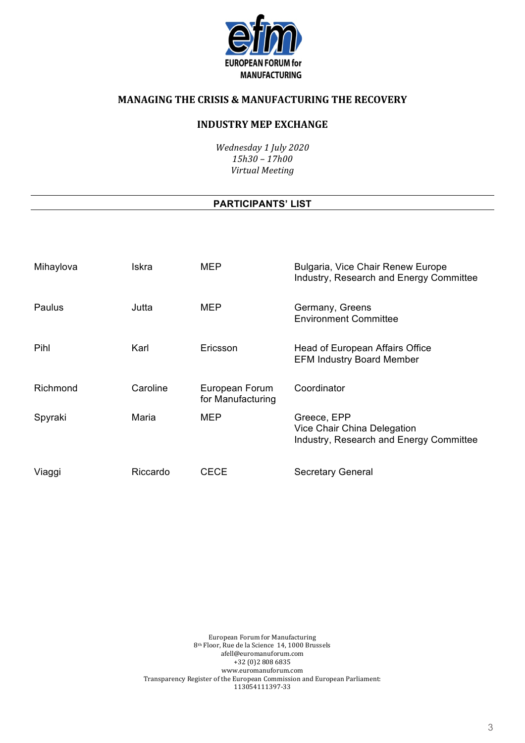EUROPEAN FORUM for MANUFACTURING

## MANAGING THE CRISIS & MANUFACTURING THE RECOVERY

### INDUSTRY MEP EXCHANGE

*Wednesday 1 July 2020*
*15h30 – 17h00*
*Virtual Meeting*

---

**PARTICIPANTS' LIST**

---

| | | | |
|---|---|---|---|
| Mihaylova | Iskra | MEP | Bulgaria, Vice Chair Renew Europe<br>Industry, Research and Energy Committee |
| Paulus | Jutta | MEP | Germany, Greens<br>Environment Committee |
| Pihl | Karl | Ericsson | Head of European Affairs Office<br>EFM Industry Board Member |
| Richmond | Caroline | European Forum for Manufacturing | Coordinator |
| Spyraki | Maria | MEP | Greece, EPP<br>Vice Chair China Delegation<br>Industry, Research and Energy Committee |
| Viaggi | Riccardo | CECE | Secretary General |

European Forum for Manufacturing
8th Floor, Rue de la Science 14, 1000 Brussels
afell@euromanuforum.com
+32 (0)2 808 6835
www.euromanuforum.com
Transparency Register of the European Commission and European Parliament:
113054111397-33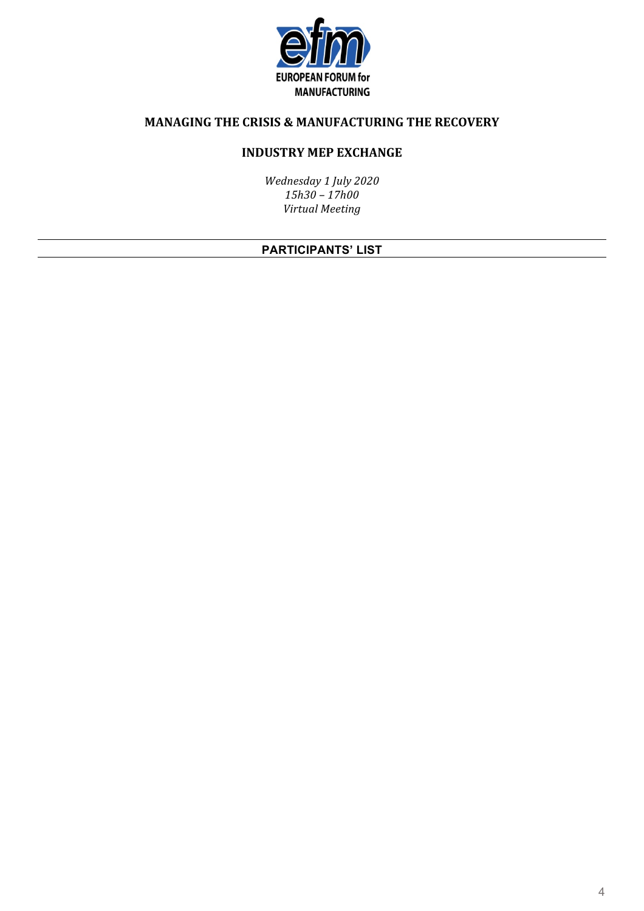EUROPEAN FORUM for MANUFACTURING

## MANAGING THE CRISIS & MANUFACTURING THE RECOVERY

### INDUSTRY MEP EXCHANGE

*Wednesday 1 July 2020*
*15h30 – 17h00*
*Virtual Meeting*

---

**PARTICIPANTS' LIST**

---